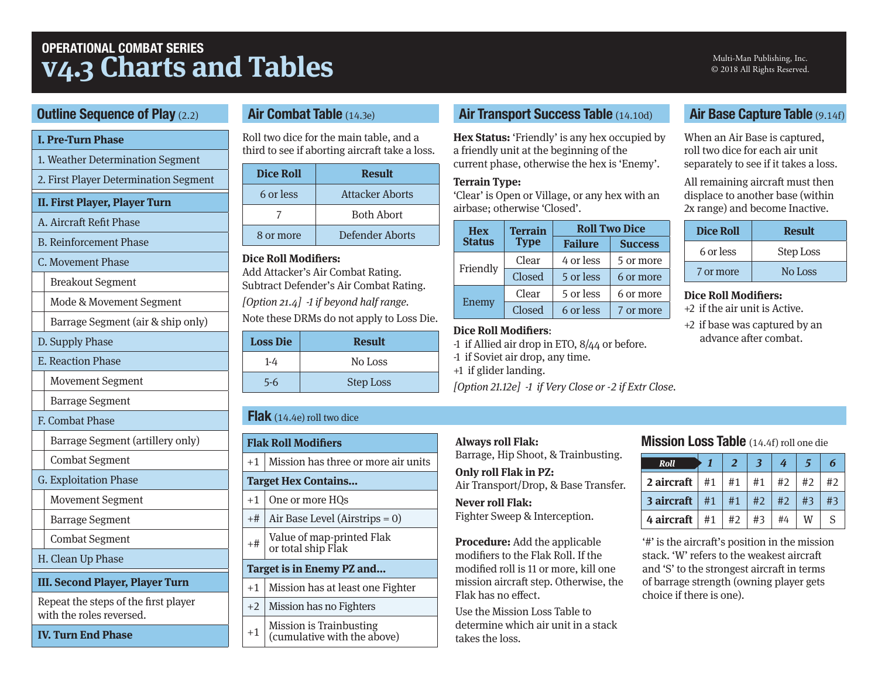OPERATIONAL COMBAT SERIES

# v4.3 Charts and Tables

Multi-Man Publishing, Inc.
© 2018 All Rights Reserved.

## Outline Sequence of Play (2.2)

| **I. Pre-Turn Phase** |
|---|
| 1. Weather Determination Segment |
| 2. First Player Determination Segment |
| **II. First Player, Player Turn** |
| A. Aircraft Refit Phase |
| B. Reinforcement Phase |
| C. Movement Phase |
| Breakout Segment |
| Mode & Movement Segment |
| Barrage Segment (air & ship only) |
| D. Supply Phase |
| E. Reaction Phase |
| Movement Segment |
| Barrage Segment |
| F. Combat Phase |
| Barrage Segment (artillery only) |
| Combat Segment |
| G. Exploitation Phase |
| Movement Segment |
| Barrage Segment |
| Combat Segment |
| H. Clean Up Phase |
| **III. Second Player, Player Turn** |
| Repeat the steps of the first player with the roles reversed. |
| **IV. Turn End Phase** |

## Air Combat Table (14.3e)

Roll two dice for the main table, and a third to see if aborting aircraft take a loss.

| Dice Roll | Result |
|---|---|
| 6 or less | Attacker Aborts |
| 7 | Both Abort |
| 8 or more | Defender Aborts |

**Dice Roll Modifiers:**
Add Attacker's Air Combat Rating.
Subtract Defender's Air Combat Rating.
*[Option 21.4] -1 if beyond half range.*
Note these DRMs do not apply to Loss Die.

| Loss Die | Result |
|---|---|
| 1-4 | No Loss |
| 5-6 | Step Loss |

## Air Transport Success Table (14.10d)

**Hex Status:** 'Friendly' is any hex occupied by a friendly unit at the beginning of the current phase, otherwise the hex is 'Enemy'.

**Terrain Type:**
'Clear' is Open or Village, or any hex with an airbase; otherwise 'Closed'.

| Hex Status | Terrain Type | Roll Two Dice | |
|---|---|---|---|
| | | Failure | Success |
| Friendly | Clear | 4 or less | 5 or more |
| | Closed | 5 or less | 6 or more |
| Enemy | Clear | 5 or less | 6 or more |
| | Closed | 6 or less | 7 or more |

**Dice Roll Modifiers**:
-1 if Allied air drop in ETO, 8/44 or before.
-1 if Soviet air drop, any time.
+1 if glider landing.
*[Option 21.12e] -1 if Very Close or -2 if Extr Close.*

## Air Base Capture Table (9.14f)

When an Air Base is captured, roll two dice for each air unit separately to see if it takes a loss.

All remaining aircraft must then displace to another base (within 2x range) and become Inactive.

| Dice Roll | Result |
|---|---|
| 6 or less | Step Loss |
| 7 or more | No Loss |

**Dice Roll Modifiers:**
+2 if the air unit is Active.
+2 if base was captured by an advance after combat.

## Flak (14.4e) roll two dice

| **Flak Roll Modifiers** | |
|---|---|
| +1 | Mission has three or more air units |
| **Target Hex Contains...** | |
| +1 | One or more HQs |
| +# | Air Base Level (Airstrips = 0) |
| +# | Value of map-printed Flak or total ship Flak |
| **Target is in Enemy PZ and...** | |
| +1 | Mission has at least one Fighter |
| +2 | Mission has no Fighters |
| +1 | Mission is Trainbusting (cumulative with the above) |

**Always roll Flak:**
Barrage, Hip Shoot, & Trainbusting.

**Only roll Flak in PZ:**
Air Transport/Drop, & Base Transfer.

**Never roll Flak:**
Fighter Sweep & Interception.

**Procedure:** Add the applicable modifiers to the Flak Roll. If the modified roll is 11 or more, kill one mission aircraft step. Otherwise, the Flak has no effect.

Use the Mission Loss Table to determine which air unit in a stack takes the loss.

## Mission Loss Table (14.4f) roll one die

| Roll | 1 | 2 | 3 | 4 | 5 | 6 |
|---|---|---|---|---|---|---|
| **2 aircraft** | #1 | #1 | #1 | #2 | #2 | #2 |
| **3 aircraft** | #1 | #1 | #2 | #2 | #3 | #3 |
| **4 aircraft** | #1 | #2 | #3 | #4 | W | S |

'#' is the aircraft's position in the mission stack. 'W' refers to the weakest aircraft and 'S' to the strongest aircraft in terms of barrage strength (owning player gets choice if there is one).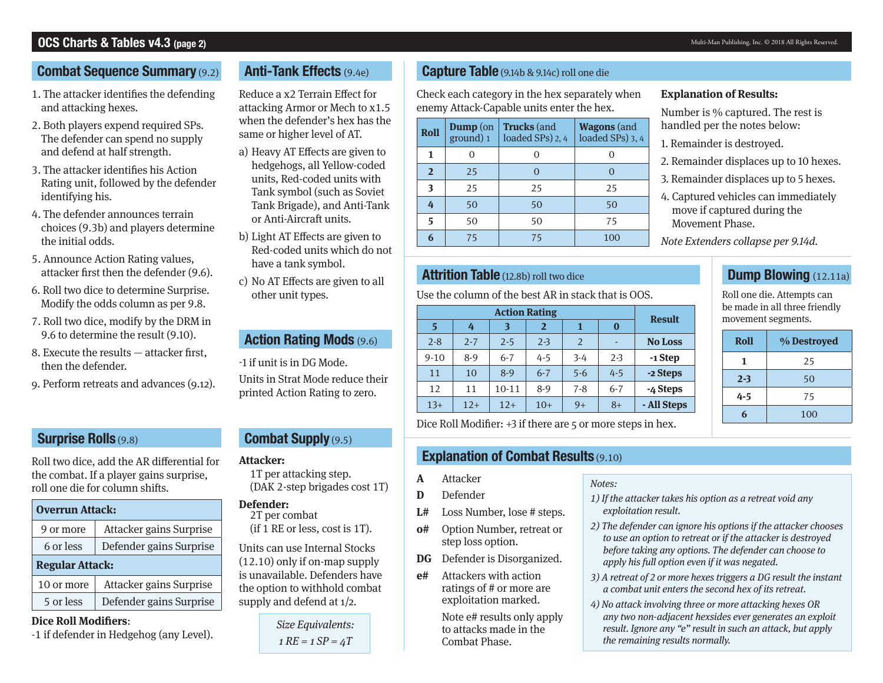# OCS Charts & Tables v4.3 (page 2)

## Combat Sequence Summary (9.2)

1. The attacker identifies the defending and attacking hexes.
2. Both players expend required SPs. The defender can spend no supply and defend at half strength.
3. The attacker identifies his Action Rating unit, followed by the defender identifying his.
4. The defender announces terrain choices (9.3b) and players determine the initial odds.
5. Announce Action Rating values, attacker first then the defender (9.6).
6. Roll two dice to determine Surprise. Modify the odds column as per 9.8.
7. Roll two dice, modify by the DRM in 9.6 to determine the result (9.10).
8. Execute the results — attacker first, then the defender.
9. Perform retreats and advances (9.12).

## Surprise Rolls (9.8)

Roll two dice, add the AR differential for the combat. If a player gains surprise, roll one die for column shifts.

| **Overrun Attack:** | |
|---|---|
| 9 or more | Attacker gains Surprise |
| 6 or less | Defender gains Surprise |
| **Regular Attack:** | |
| 10 or more | Attacker gains Surprise |
| 5 or less | Defender gains Surprise |

**Dice Roll Modifiers**:
-1 if defender in Hedgehog (any Level).

## Anti-Tank Effects (9.4e)

Reduce a x2 Terrain Effect for attacking Armor or Mech to x1.5 when the defender's hex has the same or higher level of AT.

a) Heavy AT Effects are given to hedgehogs, all Yellow-coded units, Red-coded units with Tank symbol (such as Soviet Tank Brigade), and Anti-Tank or Anti-Aircraft units.

b) Light AT Effects are given to Red-coded units which do not have a tank symbol.

c) No AT Effects are given to all other unit types.

## Action Rating Mods (9.6)

-1 if unit is in DG Mode.

Units in Strat Mode reduce their printed Action Rating to zero.

## Combat Supply (9.5)

**Attacker:**
1T per attacking step.
(DAK 2-step brigades cost 1T)

**Defender:**
2T per combat
(if 1 RE or less, cost is 1T).

Units can use Internal Stocks (12.10) only if on-map supply is unavailable. Defenders have the option to withhold combat supply and defend at 1/2.

*Size Equivalents:*
*1 RE = 1 SP = 4T*

## Capture Table (9.14b & 9.14c) roll one die

Check each category in the hex separately when enemy Attack-Capable units enter the hex.

| Roll | Dump (on ground) 1 | Trucks (and loaded SPs) 2, 4 | Wagons (and loaded SPs) 3, 4 |
|---|---|---|---|
| 1 | 0 | 0 | 0 |
| 2 | 25 | 0 | 0 |
| 3 | 25 | 25 | 25 |
| 4 | 50 | 50 | 50 |
| 5 | 50 | 50 | 75 |
| 6 | 75 | 75 | 100 |

**Explanation of Results:**

Number is % captured. The rest is handled per the notes below:

1. Remainder is destroyed.
2. Remainder displaces up to 10 hexes.
3. Remainder displaces up to 5 hexes.
4. Captured vehicles can immediately move if captured during the Movement Phase.

*Note Extenders collapse per 9.14d.*

## Attrition Table (12.8b) roll two dice

Use the column of the best AR in stack that is OOS.

| Action Rating | | | | | | Result |
|---|---|---|---|---|---|---|
| 5 | 4 | 3 | 2 | 1 | 0 | |
| 2-8 | 2-7 | 2-5 | 2-3 | 2 | - | **No Loss** |
| 9-10 | 8-9 | 6-7 | 4-5 | 3-4 | 2-3 | **-1 Step** |
| 11 | 10 | 8-9 | 6-7 | 5-6 | 4-5 | **-2 Steps** |
| 12 | 11 | 10-11 | 8-9 | 7-8 | 6-7 | **-4 Steps** |
| 13+ | 12+ | 12+ | 10+ | 9+ | 8+ | **- All Steps** |

Dice Roll Modifier: +3 if there are 5 or more steps in hex.

## Dump Blowing (12.11a)

Roll one die. Attempts can be made in all three friendly movement segments.

| Roll | % Destroyed |
|---|---|
| 1 | 25 |
| 2-3 | 50 |
| 4-5 | 75 |
| 6 | 100 |

## Explanation of Combat Results (9.10)

- **A** Attacker
- **D** Defender
- **L#** Loss Number, lose # steps.
- **o#** Option Number, retreat or step loss option.
- **DG** Defender is Disorganized.
- **e#** Attackers with action ratings of # or more are exploitation marked.

  Note e# results only apply to attacks made in the Combat Phase.

*Notes:*

*1) If the attacker takes his option as a retreat void any exploitation result.*

*2) The defender can ignore his options if the attacker chooses to use an option to retreat or if the attacker is destroyed before taking any options. The defender can choose to apply his full option even if it was negated.*

*3) A retreat of 2 or more hexes triggers a DG result the instant a combat unit enters the second hex of its retreat.*

*4) No attack involving three or more attacking hexes OR any two non-adjacent hexsides ever generates an exploit result. Ignore any "e" result in such an attack, but apply the remaining results normally.*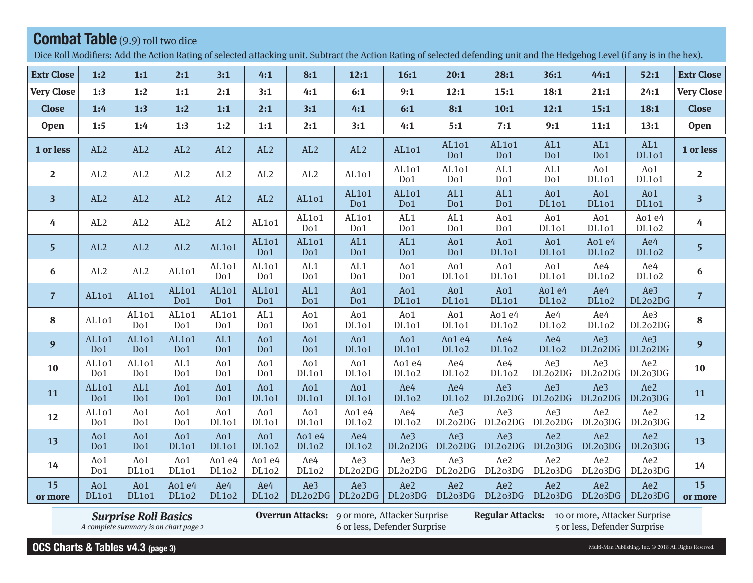## Combat Table (9.9) roll two dice

Dice Roll Modifiers: Add the Action Rating of selected attacking unit. Subtract the Action Rating of selected defending unit and the Hedgehog Level (if any is in the hex).

| Extr Close | 1:2 | 1:1 | 2:1 | 3:1 | 4:1 | 8:1 | 12:1 | 16:1 | 20:1 | 28:1 | 36:1 | 44:1 | 52:1 | Extr Close |
|---|---|---|---|---|---|---|---|---|---|---|---|---|---|---|
| **Very Close** | 1:3 | 1:2 | 1:1 | 2:1 | 3:1 | 4:1 | 6:1 | 9:1 | 12:1 | 15:1 | 18:1 | 21:1 | 24:1 | **Very Close** |
| **Close** | 1:4 | 1:3 | 1:2 | 1:1 | 2:1 | 3:1 | 4:1 | 6:1 | 8:1 | 10:1 | 12:1 | 15:1 | 18:1 | **Close** |
| **Open** | 1:5 | 1:4 | 1:3 | 1:2 | 1:1 | 2:1 | 3:1 | 4:1 | 5:1 | 7:1 | 9:1 | 11:1 | 13:1 | **Open** |
| **1 or less** | AL2 | AL2 | AL2 | AL2 | AL2 | AL2 | AL2 | AL1o1 | AL1o1 Do1 | AL1o1 Do1 | AL1 Do1 | AL1 Do1 | AL1 DL1o1 | **1 or less** |
| **2** | AL2 | AL2 | AL2 | AL2 | AL2 | AL2 | AL1o1 | AL1o1 Do1 | AL1o1 Do1 | AL1 Do1 | AL1 Do1 | Ao1 DL1o1 | Ao1 DL1o1 | **2** |
| **3** | AL2 | AL2 | AL2 | AL2 | AL2 | AL1o1 | AL1o1 Do1 | AL1o1 Do1 | AL1 Do1 | AL1 Do1 | Ao1 DL1o1 | Ao1 DL1o1 | Ao1 DL1o1 | **3** |
| **4** | AL2 | AL2 | AL2 | AL2 | AL1o1 | AL1o1 Do1 | AL1o1 Do1 | AL1 Do1 | AL1 Do1 | Ao1 Do1 | Ao1 DL1o1 | Ao1 DL1o1 | Ao1 e4 DL1o2 | **4** |
| **5** | AL2 | AL2 | AL2 | AL1o1 | AL1o1 Do1 | AL1o1 Do1 | AL1 Do1 | AL1 Do1 | Ao1 Do1 | Ao1 DL1o1 | Ao1 DL1o1 | Ao1 e4 DL1o2 | Ae4 DL1o2 | **5** |
| **6** | AL2 | AL2 | AL1o1 | AL1o1 Do1 | AL1o1 Do1 | AL1 Do1 | AL1 Do1 | Ao1 Do1 | Ao1 DL1o1 | Ao1 DL1o1 | Ao1 DL1o1 | Ae4 DL1o2 | Ae4 DL1o2 | **6** |
| **7** | AL1o1 | AL1o1 | AL1o1 Do1 | AL1o1 Do1 | AL1o1 Do1 | AL1 Do1 | Ao1 Do1 | Ao1 DL1o1 | Ao1 DL1o1 | Ao1 DL1o1 | Ao1 e4 DL1o2 | Ae4 DL1o2 | Ae3 DL2o2DG | **7** |
| **8** | AL1o1 | AL1o1 Do1 | AL1o1 Do1 | AL1o1 Do1 | AL1 Do1 | Ao1 Do1 | Ao1 DL1o1 | Ao1 DL1o1 | Ao1 DL1o1 | Ao1 e4 DL1o2 | Ae4 DL1o2 | Ae4 DL1o2 | Ae3 DL2o2DG | **8** |
| **9** | AL1o1 Do1 | AL1o1 Do1 | AL1o1 Do1 | AL1 Do1 | Ao1 Do1 | Ao1 Do1 | Ao1 DL1o1 | Ao1 DL1o1 | Ao1 e4 DL1o2 | Ae4 DL1o2 | Ae4 DL1o2 | Ae3 DL2o2DG | Ae3 DL2o2DG | **9** |
| **10** | AL1o1 Do1 | AL1o1 Do1 | AL1 Do1 | Ao1 Do1 | Ao1 Do1 | Ao1 DL1o1 | Ao1 DL1o1 | Ao1 e4 DL1o2 | Ae4 DL1o2 | Ae4 DL1o2 | Ae3 DL2o2DG | Ae3 DL2o2DG | Ae2 DL2o3DG | **10** |
| **11** | AL1o1 Do1 | AL1 Do1 | Ao1 Do1 | Ao1 Do1 | Ao1 DL1o1 | Ao1 DL1o1 | Ao1 DL1o1 | Ae4 DL1o2 | Ae4 DL1o2 | Ae3 DL2o2DG | Ae3 DL2o2DG | Ae3 DL2o2DG | Ae2 DL2o3DG | **11** |
| **12** | AL1o1 Do1 | Ao1 Do1 | Ao1 Do1 | Ao1 DL1o1 | Ao1 DL1o1 | Ao1 DL1o1 | Ao1 e4 DL1o2 | Ae4 DL1o2 | Ae3 DL2o2DG | Ae3 DL2o2DG | Ae3 DL2o2DG | Ae2 DL2o3DG | Ae2 DL2o3DG | **12** |
| **13** | Ao1 Do1 | Ao1 Do1 | Ao1 DL1o1 | Ao1 DL1o1 | Ao1 DL1o2 | Ao1 e4 DL1o2 | Ae4 DL1o2 | Ae3 DL2o2DG | Ae3 DL2o2DG | Ae3 DL2o2DG | Ae2 DL2o3DG | Ae2 DL2o3DG | Ae2 DL2o3DG | **13** |
| **14** | Ao1 Do1 | Ao1 DL1o1 | Ao1 DL1o1 | Ao1 e4 DL1o2 | Ao1 e4 DL1o2 | Ae4 DL1o2 | Ae3 DL2o2DG | Ae3 DL2o2DG | Ae3 DL2o2DG | Ae2 DL2o3DG | Ae2 DL2o3DG | Ae2 DL2o3DG | Ae2 DL2o3DG | **14** |
| **15 or more** | Ao1 DL1o1 | Ao1 DL1o1 | Ao1 e4 DL1o2 | Ae4 DL1o2 | Ae4 DL1o2 | Ae3 DL2o2DG | Ae3 DL2o2DG | Ae2 DL2o3DG | Ae2 DL2o3DG | Ae2 DL2o3DG | Ae2 DL2o3DG | Ae2 DL2o3DG | Ae2 DL2o3DG | **15 or more** |

***Surprise Roll Basics***
*A complete summary is on chart page 2*

**Overrun Attacks:** 9 or more, Attacker Surprise; 6 or less, Defender Surprise

**Regular Attacks:** 10 or more, Attacker Surprise; 5 or less, Defender Surprise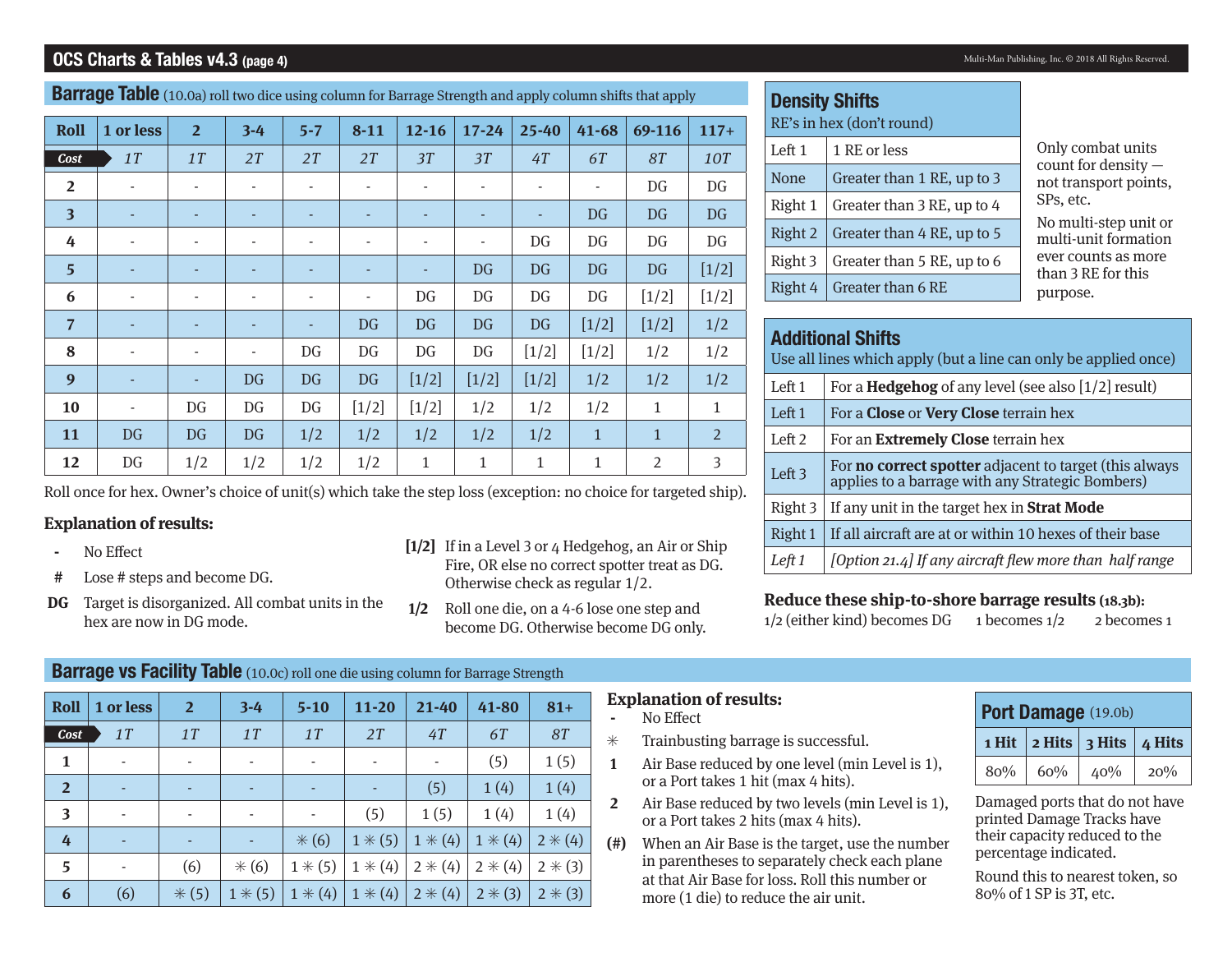# OCS Charts & Tables v4.3 (page 4)

Multi-Man Publishing, Inc. © 2018 All Rights Reserved.

## Barrage Table (10.0a) roll two dice using column for Barrage Strength and apply column shifts that apply

| Roll | 1 or less | 2 | 3-4 | 5-7 | 8-11 | 12-16 | 17-24 | 25-40 | 41-68 | 69-116 | 117+ |
|---|---|---|---|---|---|---|---|---|---|---|---|
| *Cost* | *1T* | *1T* | *2T* | *2T* | *2T* | *3T* | *3T* | *4T* | *6T* | *8T* | *10T* |
| **2** | - | - | - | - | - | - | - | - | - | DG | DG |
| **3** | - | - | - | - | - | - | - | - | DG | DG | DG |
| **4** | - | - | - | - | - | - | - | DG | DG | DG | DG |
| **5** | - | - | - | - | - | - | DG | DG | DG | DG | [1/2] |
| **6** | - | - | - | - | - | DG | DG | DG | DG | [1/2] | [1/2] |
| **7** | - | - | - | - | DG | DG | DG | DG | [1/2] | [1/2] | 1/2 |
| **8** | - | - | - | DG | DG | DG | DG | [1/2] | [1/2] | 1/2 | 1/2 |
| **9** | - | - | DG | DG | DG | [1/2] | [1/2] | [1/2] | 1/2 | 1/2 | 1/2 |
| **10** | - | DG | DG | DG | [1/2] | [1/2] | 1/2 | 1/2 | 1/2 | 1 | 1 |
| **11** | DG | DG | DG | 1/2 | 1/2 | 1/2 | 1/2 | 1/2 | 1 | 1 | 2 |
| **12** | DG | 1/2 | 1/2 | 1/2 | 1/2 | 1 | 1 | 1 | 1 | 2 | 3 |

Roll once for hex. Owner's choice of unit(s) which take the step loss (exception: no choice for targeted ship).

### Explanation of results:

- **-** No Effect
- **#** Lose # steps and become DG.
- **DG** Target is disorganized. All combat units in the hex are now in DG mode.
- **[1/2]** If in a Level 3 or 4 Hedgehog, an Air or Ship Fire, OR else no correct spotter treat as DG. Otherwise check as regular 1/2.
- **1/2** Roll one die, on a 4-6 lose one step and become DG. Otherwise become DG only.

## Density Shifts

RE's in hex (don't round)

| | |
|---|---|
| Left 1 | 1 RE or less |
| None | Greater than 1 RE, up to 3 |
| Right 1 | Greater than 3 RE, up to 4 |
| Right 2 | Greater than 4 RE, up to 5 |
| Right 3 | Greater than 5 RE, up to 6 |
| Right 4 | Greater than 6 RE |

Only combat units count for density — not transport points, SPs, etc.

No multi-step unit or multi-unit formation ever counts as more than 3 RE for this purpose.

## Additional Shifts

Use all lines which apply (but a line can only be applied once)

| | |
|---|---|
| Left 1 | For a **Hedgehog** of any level (see also [1/2] result) |
| Left 1 | For a **Close** or **Very Close** terrain hex |
| Left 2 | For an **Extremely Close** terrain hex |
| Left 3 | For **no correct spotter** adjacent to target (this always applies to a barrage with any Strategic Bombers) |
| Right 3 | If any unit in the target hex in **Strat Mode** |
| Right 1 | If all aircraft are at or within 10 hexes of their base |
| *Left 1* | *[Option 21.4] If any aircraft flew more than half range* |

**Reduce these ship-to-shore barrage results (18.3b):**

1/2 (either kind) becomes DG 1 becomes 1/2 2 becomes 1

## Barrage vs Facility Table (10.0c) roll one die using column for Barrage Strength

| Roll | 1 or less | 2 | 3-4 | 5-10 | 11-20 | 21-40 | 41-80 | 81+ |
|---|---|---|---|---|---|---|---|---|
| *Cost* | *1T* | *1T* | *1T* | *1T* | *2T* | *4T* | *6T* | *8T* |
| **1** | - | - | - | - | - | - | (5) | 1 (5) |
| **2** | - | - | - | - | - | (5) | 1 (4) | 1 (4) |
| **3** | - | - | - | - | (5) | 1 (5) | 1 (4) | 1 (4) |
| **4** | - | - | - | ✳ (6) | 1 ✳ (5) | 1 ✳ (4) | 1 ✳ (4) | 2 ✳ (4) |
| **5** | - | (6) | ✳ (6) | 1 ✳ (5) | 1 ✳ (4) | 2 ✳ (4) | 2 ✳ (4) | 2 ✳ (3) |
| **6** | (6) | ✳ (5) | 1 ✳ (5) | 1 ✳ (4) | 1 ✳ (4) | 2 ✳ (4) | 2 ✳ (3) | 2 ✳ (3) |

### Explanation of results:

- **-** No Effect
- **✳** Trainbusting barrage is successful.
- **1** Air Base reduced by one level (min Level is 1), or a Port takes 1 hit (max 4 hits).
- **2** Air Base reduced by two levels (min Level is 1), or a Port takes 2 hits (max 4 hits).
- **(#)** When an Air Base is the target, use the number in parentheses to separately check each plane at that Air Base for loss. Roll this number or more (1 die) to reduce the air unit.

## Port Damage (19.0b)

| 1 Hit | 2 Hits | 3 Hits | 4 Hits |
|---|---|---|---|
| 80% | 60% | 40% | 20% |

Damaged ports that do not have printed Damage Tracks have their capacity reduced to the percentage indicated.

Round this to nearest token, so 80% of 1 SP is 3T, etc.